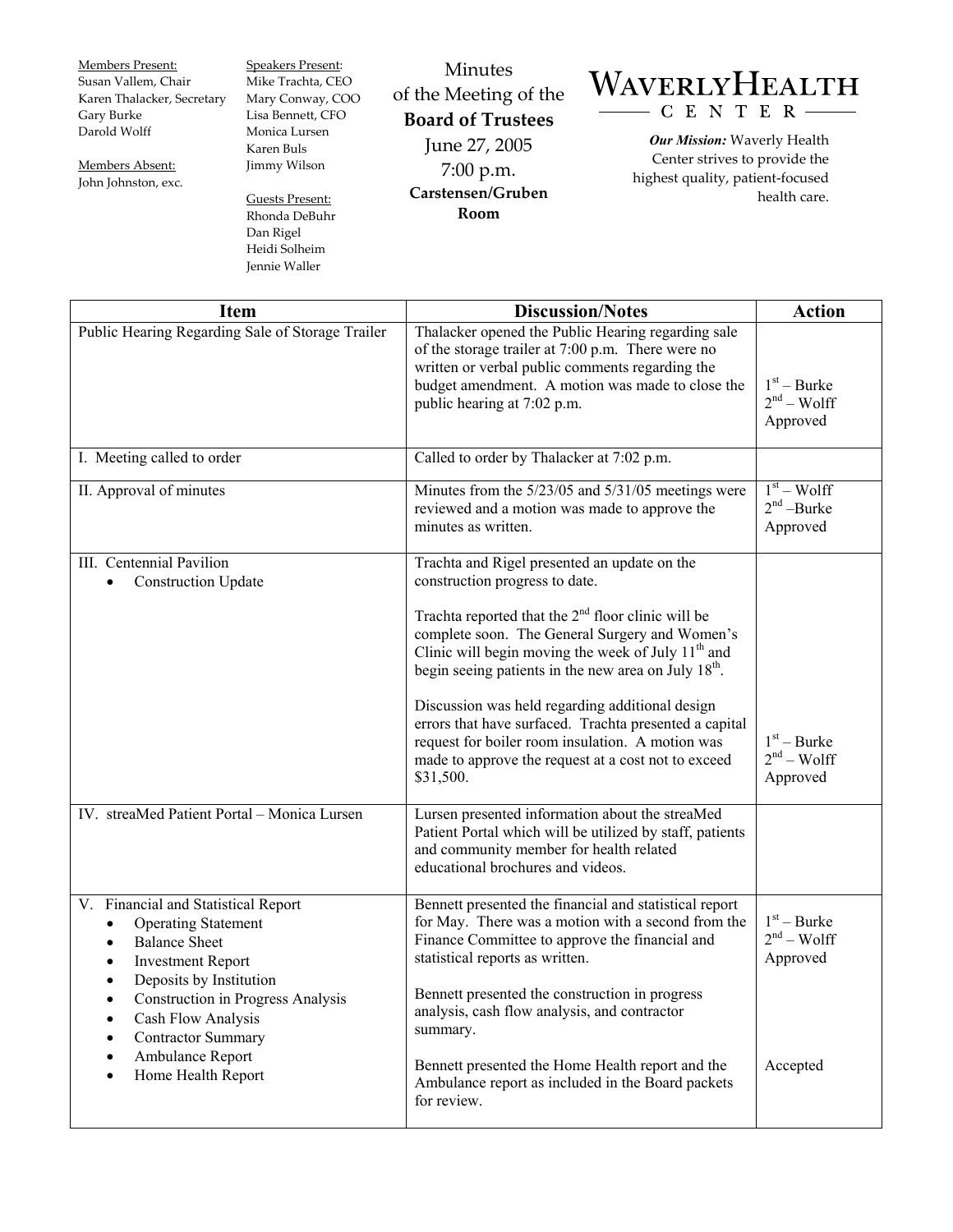Members Present:
Susan Vallem, Chair
Karen Thalacker, Secretary
Gary Burke
Darold Wolff

Members Absent:
John Johnston, exc.

Speakers Present:
Mike Trachta, CEO
Mary Conway, COO
Lisa Bennett, CFO
Monica Lursen
Karen Buls
Jimmy Wilson

Guests Present:
Rhonda DeBuhr
Dan Rigel
Heidi Solheim
Jennie Waller

# Minutes of the Meeting of the **Board of Trustees**

June 27, 2005
7:00 p.m.
**Carstensen/Gruben Room**

**WAVERLY HEALTH CENTER**

***Our Mission:*** Waverly Health Center strives to provide the highest quality, patient-focused health care.

| Item | Discussion/Notes | Action |
|---|---|---|
| Public Hearing Regarding Sale of Storage Trailer | Thalacker opened the Public Hearing regarding sale of the storage trailer at 7:00 p.m. There were no written or verbal public comments regarding the budget amendment. A motion was made to close the public hearing at 7:02 p.m. | 1st – Burke<br>2nd – Wolff<br>Approved |
| I. Meeting called to order | Called to order by Thalacker at 7:02 p.m. | |
| II. Approval of minutes | Minutes from the 5/23/05 and 5/31/05 meetings were reviewed and a motion was made to approve the minutes as written. | 1st – Wolff<br>2nd –Burke<br>Approved |
| III. Centennial Pavilion<br>• Construction Update | Trachta and Rigel presented an update on the construction progress to date.<br><br>Trachta reported that the 2nd floor clinic will be complete soon. The General Surgery and Women's Clinic will begin moving the week of July 11th and begin seeing patients in the new area on July 18th.<br><br>Discussion was held regarding additional design errors that have surfaced. Trachta presented a capital request for boiler room insulation. A motion was made to approve the request at a cost not to exceed $31,500. | 1st – Burke<br>2nd – Wolff<br>Approved |
| IV. streaMed Patient Portal – Monica Lursen | Lursen presented information about the streaMed Patient Portal which will be utilized by staff, patients and community member for health related educational brochures and videos. | |
| V. Financial and Statistical Report<br>• Operating Statement<br>• Balance Sheet<br>• Investment Report<br>• Deposits by Institution<br>• Construction in Progress Analysis<br>• Cash Flow Analysis<br>• Contractor Summary<br>• Ambulance Report<br>• Home Health Report | Bennett presented the financial and statistical report for May. There was a motion with a second from the Finance Committee to approve the financial and statistical reports as written.<br><br>Bennett presented the construction in progress analysis, cash flow analysis, and contractor summary.<br><br>Bennett presented the Home Health report and the Ambulance report as included in the Board packets for review. | 1st – Burke<br>2nd – Wolff<br>Approved<br><br><br><br>Accepted |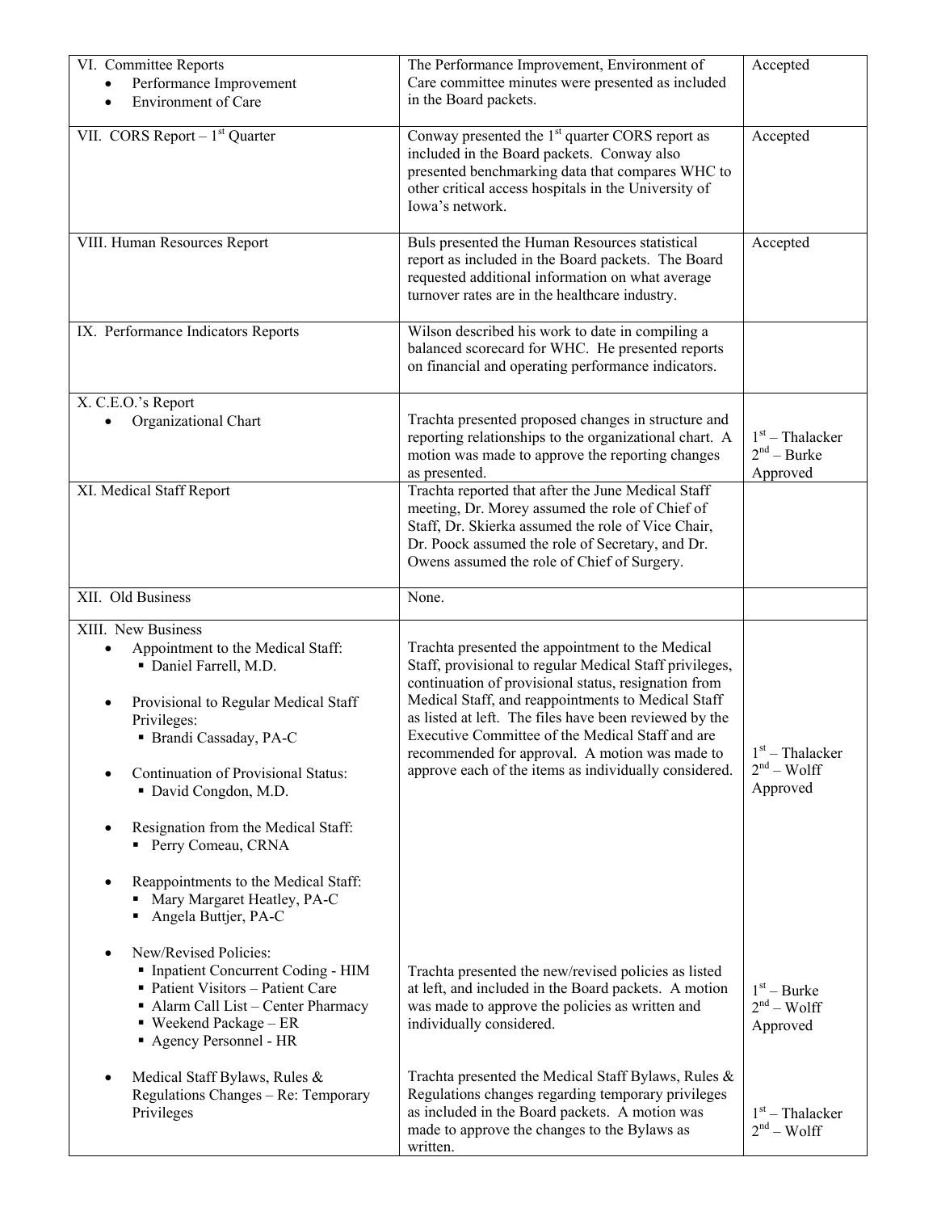| | | |
|---|---|---|
| VI. Committee Reports<br>• Performance Improvement<br>• Environment of Care | The Performance Improvement, Environment of Care committee minutes were presented as included in the Board packets. | Accepted |
| VII. CORS Report – 1st Quarter | Conway presented the 1st quarter CORS report as included in the Board packets. Conway also presented benchmarking data that compares WHC to other critical access hospitals in the University of Iowa's network. | Accepted |
| VIII. Human Resources Report | Buls presented the Human Resources statistical report as included in the Board packets. The Board requested additional information on what average turnover rates are in the healthcare industry. | Accepted |
| IX. Performance Indicators Reports | Wilson described his work to date in compiling a balanced scorecard for WHC. He presented reports on financial and operating performance indicators. | |
| X. C.E.O.'s Report<br>• Organizational Chart | Trachta presented proposed changes in structure and reporting relationships to the organizational chart. A motion was made to approve the reporting changes as presented. | 1st – Thalacker<br>2nd – Burke<br>Approved |
| XI. Medical Staff Report | Trachta reported that after the June Medical Staff meeting, Dr. Morey assumed the role of Chief of Staff, Dr. Skierka assumed the role of Vice Chair, Dr. Poock assumed the role of Secretary, and Dr. Owens assumed the role of Chief of Surgery. | |
| XII. Old Business | None. | |
| XIII. New Business<br>• Appointment to the Medical Staff:<br>  ▪ Daniel Farrell, M.D.<br>• Provisional to Regular Medical Staff Privileges:<br>  ▪ Brandi Cassaday, PA-C<br>• Continuation of Provisional Status:<br>  ▪ David Congdon, M.D.<br>• Resignation from the Medical Staff:<br>  ▪ Perry Comeau, CRNA<br>• Reappointments to the Medical Staff:<br>  ▪ Mary Margaret Heatley, PA-C<br>  ▪ Angela Buttjer, PA-C | Trachta presented the appointment to the Medical Staff, provisional to regular Medical Staff privileges, continuation of provisional status, resignation from Medical Staff, and reappointments to Medical Staff as listed at left. The files have been reviewed by the Executive Committee of the Medical Staff and are recommended for approval. A motion was made to approve each of the items as individually considered. | 1st – Thalacker<br>2nd – Wolff<br>Approved |
| • New/Revised Policies:<br>  ▪ Inpatient Concurrent Coding - HIM<br>  ▪ Patient Visitors – Patient Care<br>  ▪ Alarm Call List – Center Pharmacy<br>  ▪ Weekend Package – ER<br>  ▪ Agency Personnel - HR | Trachta presented the new/revised policies as listed at left, and included in the Board packets. A motion was made to approve the policies as written and individually considered. | 1st – Burke<br>2nd – Wolff<br>Approved |
| • Medical Staff Bylaws, Rules & Regulations Changes – Re: Temporary Privileges | Trachta presented the Medical Staff Bylaws, Rules & Regulations changes regarding temporary privileges as included in the Board packets. A motion was made to approve the changes to the Bylaws as written. | 1st – Thalacker<br>2nd – Wolff |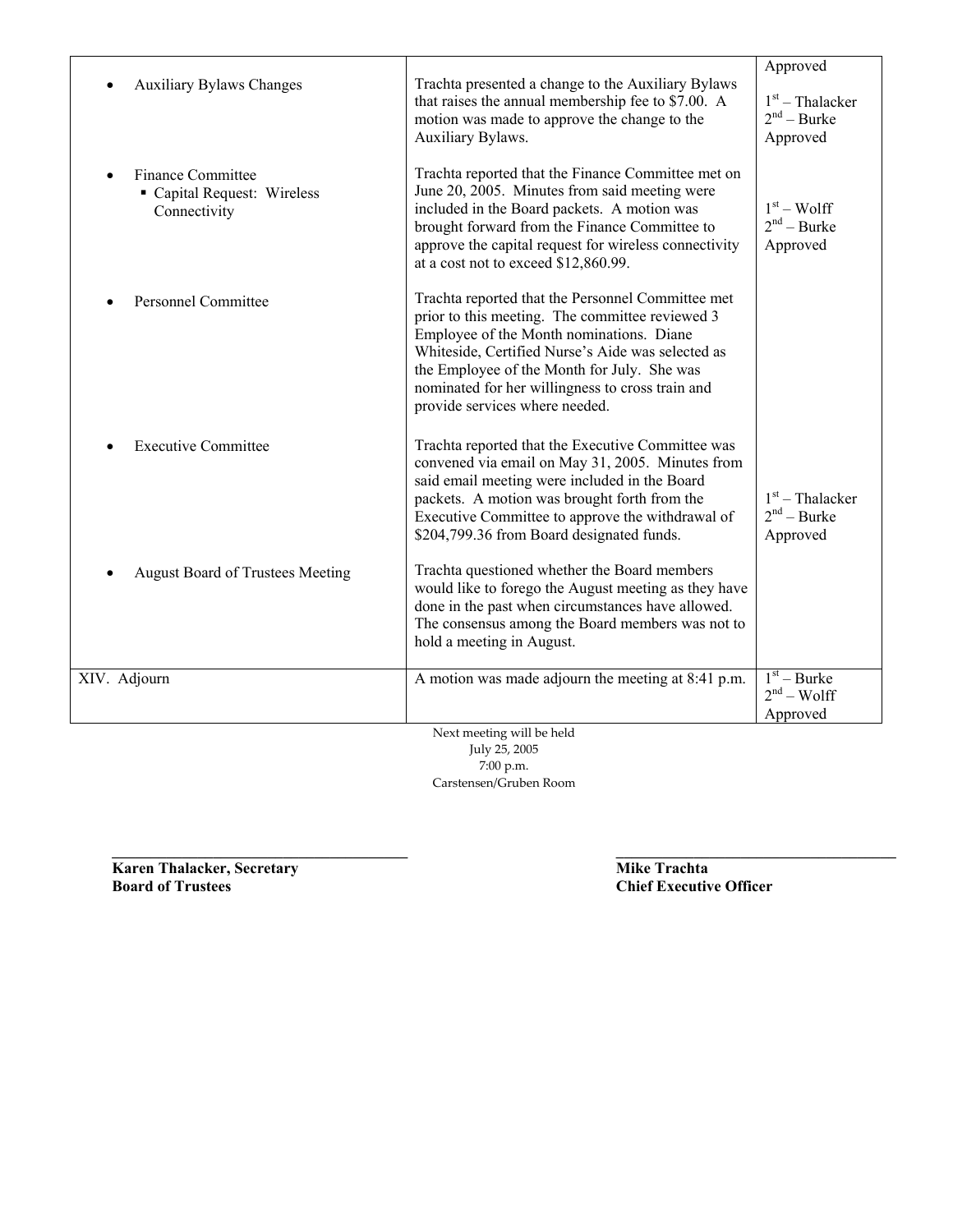| | | |
|---|---|---|
| | | Approved |
| • Auxiliary Bylaws Changes | Trachta presented a change to the Auxiliary Bylaws that raises the annual membership fee to $7.00. A motion was made to approve the change to the Auxiliary Bylaws. | 1st – Thalacker<br>2nd – Burke<br>Approved |
| • Finance Committee<br>▪ Capital Request: Wireless Connectivity | Trachta reported that the Finance Committee met on June 20, 2005. Minutes from said meeting were included in the Board packets. A motion was brought forward from the Finance Committee to approve the capital request for wireless connectivity at a cost not to exceed $12,860.99. | 1st – Wolff<br>2nd – Burke<br>Approved |
| • Personnel Committee | Trachta reported that the Personnel Committee met prior to this meeting. The committee reviewed 3 Employee of the Month nominations. Diane Whiteside, Certified Nurse's Aide was selected as the Employee of the Month for July. She was nominated for her willingness to cross train and provide services where needed. | |
| • Executive Committee | Trachta reported that the Executive Committee was convened via email on May 31, 2005. Minutes from said email meeting were included in the Board packets. A motion was brought forth from the Executive Committee to approve the withdrawal of $204,799.36 from Board designated funds. | 1st – Thalacker<br>2nd – Burke<br>Approved |
| • August Board of Trustees Meeting | Trachta questioned whether the Board members would like to forego the August meeting as they have done in the past when circumstances have allowed. The consensus among the Board members was not to hold a meeting in August. | |
| XIV. Adjourn | A motion was made adjourn the meeting at 8:41 p.m. | 1st – Burke<br>2nd – Wolff<br>Approved |

Next meeting will be held
July 25, 2005
7:00 p.m.
Carstensen/Gruben Room

**Karen Thalacker, Secretary**
**Board of Trustees**

**Mike Trachta**
**Chief Executive Officer**